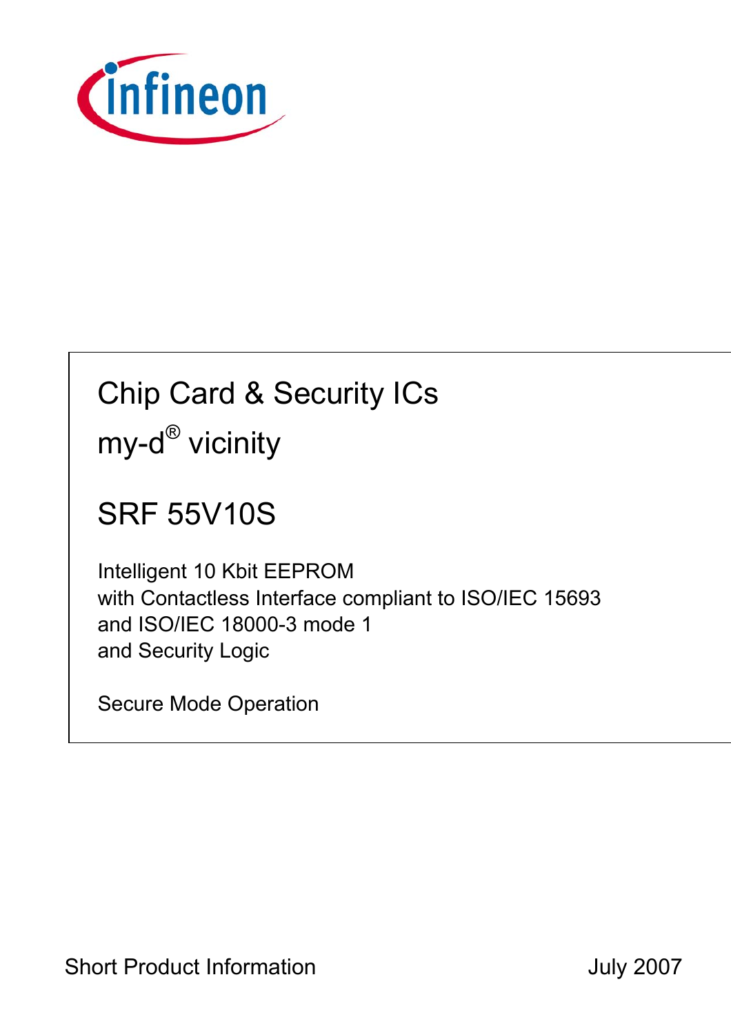# Chip Card & Security ICs

## my-d® vicinity

## SRF 55V10S

Intelligent 10 Kbit EEPROM
with Contactless Interface compliant to ISO/IEC 15693
and ISO/IEC 18000-3 mode 1
and Security Logic

Secure Mode Operation

Short Product Information July 2007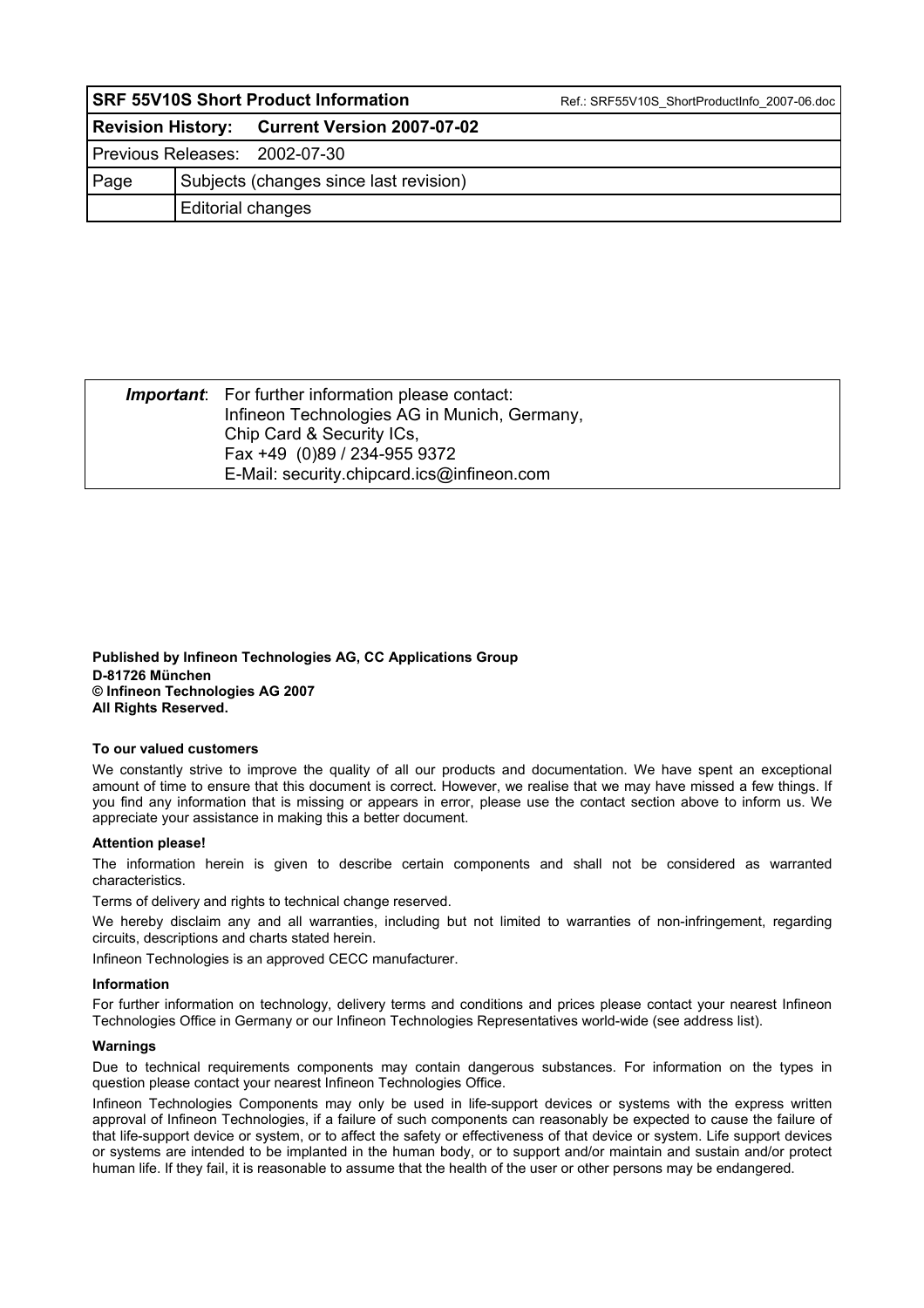| SRF 55V10S Short Product Information | | Ref.: SRF55V10S_ShortProductInfo_2007-06.doc |
|---|---|---|
| **Revision History:** | **Current Version 2007-07-02** | |
| Previous Releases: | 2002-07-30 | |
| Page | Subjects (changes since last revision) | |
| | Editorial changes | |

| | |
|---|---|
| ***Important***: | For further information please contact:<br>Infineon Technologies AG in Munich, Germany,<br>Chip Card & Security ICs,<br>Fax +49 (0)89 / 234-955 9372<br>E-Mail: security.chipcard.ics@infineon.com |

**Published by Infineon Technologies AG, CC Applications Group**
**D-81726 München**
**© Infineon Technologies AG 2007**
**All Rights Reserved.**

**To our valued customers**

We constantly strive to improve the quality of all our products and documentation. We have spent an exceptional amount of time to ensure that this document is correct. However, we realise that we may have missed a few things. If you find any information that is missing or appears in error, please use the contact section above to inform us. We appreciate your assistance in making this a better document.

**Attention please!**

The information herein is given to describe certain components and shall not be considered as warranted characteristics.

Terms of delivery and rights to technical change reserved.

We hereby disclaim any and all warranties, including but not limited to warranties of non-infringement, regarding circuits, descriptions and charts stated herein.

Infineon Technologies is an approved CECC manufacturer.

**Information**

For further information on technology, delivery terms and conditions and prices please contact your nearest Infineon Technologies Office in Germany or our Infineon Technologies Representatives world-wide (see address list).

**Warnings**

Due to technical requirements components may contain dangerous substances. For information on the types in question please contact your nearest Infineon Technologies Office.

Infineon Technologies Components may only be used in life-support devices or systems with the express written approval of Infineon Technologies, if a failure of such components can reasonably be expected to cause the failure of that life-support device or system, or to affect the safety or effectiveness of that device or system. Life support devices or systems are intended to be implanted in the human body, or to support and/or maintain and sustain and/or protect human life. If they fail, it is reasonable to assume that the health of the user or other persons may be endangered.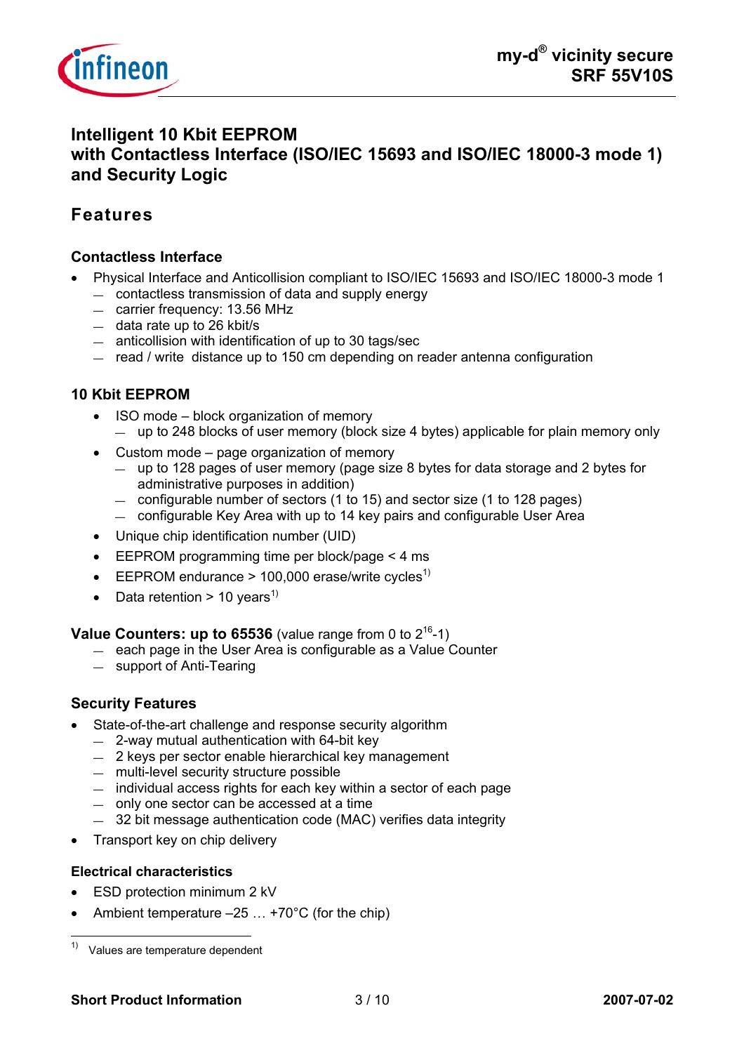# Intelligent 10 Kbit EEPROM with Contactless Interface (ISO/IEC 15693 and ISO/IEC 18000-3 mode 1) and Security Logic

## Features

### Contactless Interface

- Physical Interface and Anticollision compliant to ISO/IEC 15693 and ISO/IEC 18000-3 mode 1
  - contactless transmission of data and supply energy
  - carrier frequency: 13.56 MHz
  - data rate up to 26 kbit/s
  - anticollision with identification of up to 30 tags/sec
  - read / write distance up to 150 cm depending on reader antenna configuration

### 10 Kbit EEPROM

- ISO mode – block organization of memory
  - up to 248 blocks of user memory (block size 4 bytes) applicable for plain memory only
- Custom mode – page organization of memory
  - up to 128 pages of user memory (page size 8 bytes for data storage and 2 bytes for administrative purposes in addition)
  - configurable number of sectors (1 to 15) and sector size (1 to 128 pages)
  - configurable Key Area with up to 14 key pairs and configurable User Area
- Unique chip identification number (UID)
- EEPROM programming time per block/page < 4 ms
- EEPROM endurance > 100,000 erase/write cycles[1)]
- Data retention > 10 years[1)]

**Value Counters: up to 65536** (value range from 0 to $2^{16}$-1)

- each page in the User Area is configurable as a Value Counter
- support of Anti-Tearing

### Security Features

- State-of-the-art challenge and response security algorithm
  - 2-way mutual authentication with 64-bit key
  - 2 keys per sector enable hierarchical key management
  - multi-level security structure possible
  - individual access rights for each key within a sector of each page
  - only one sector can be accessed at a time
  - 32 bit message authentication code (MAC) verifies data integrity
- Transport key on chip delivery

### Electrical characteristics

- ESD protection minimum 2 kV
- Ambient temperature –25 … +70°C (for the chip)

---

1) Values are temperature dependent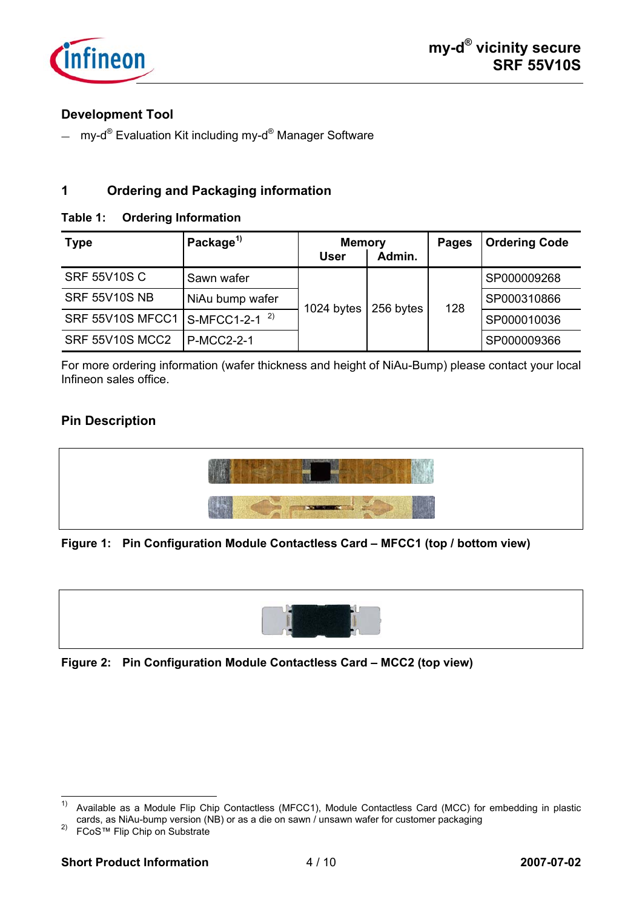### Development Tool

– my-d® Evaluation Kit including my-d® Manager Software

## 1 Ordering and Packaging information

**Table 1: Ordering Information**

| Type | Package[1] | Memory | | Pages | Ordering Code |
|---|---|---|---|---|---|
| | | User | Admin. | | |
| SRF 55V10S C | Sawn wafer | 1024 bytes | 256 bytes | 128 | SP000009268 |
| SRF 55V10S NB | NiAu bump wafer | | | | SP000310866 |
| SRF 55V10S MFCC1 | S-MFCC1-2-1 [2] | | | | SP000010036 |
| SRF 55V10S MCC2 | P-MCC2-2-1 | | | | SP000009366 |

For more ordering information (wafer thickness and height of NiAu-Bump) please contact your local Infineon sales office.

### Pin Description

**Figure 1: Pin Configuration Module Contactless Card – MFCC1 (top / bottom view)**

**Figure 2: Pin Configuration Module Contactless Card – MCC2 (top view)**

[1] Available as a Module Flip Chip Contactless (MFCC1), Module Contactless Card (MCC) for embedding in plastic cards, as NiAu-bump version (NB) or as a die on sawn / unsawn wafer for customer packaging

[2] FCoS™ Flip Chip on Substrate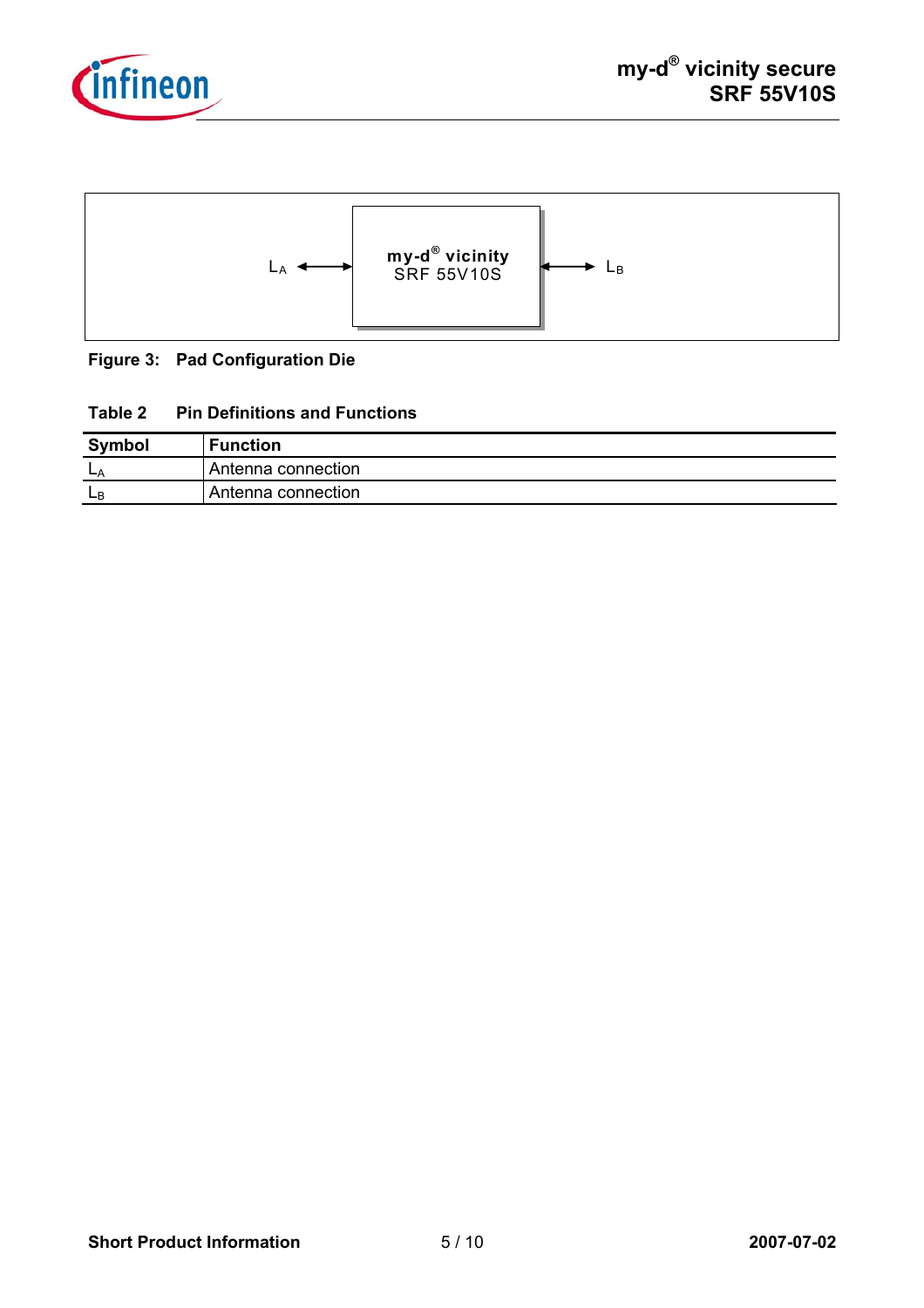$L_A$ ⟷ my-d® vicinity SRF 55V10S ⟷ $L_B$

**Figure 3: Pad Configuration Die**

**Table 2 Pin Definitions and Functions**

| Symbol | Function |
|---|---|
| $L_A$ | Antenna connection |
| $L_B$ | Antenna connection |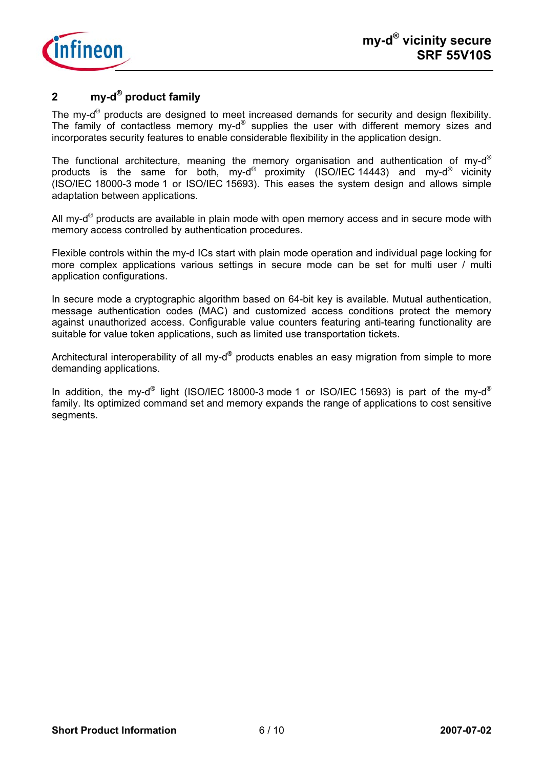## 2 my-d® product family

The my-d® products are designed to meet increased demands for security and design flexibility. The family of contactless memory my-d® supplies the user with different memory sizes and incorporates security features to enable considerable flexibility in the application design.

The functional architecture, meaning the memory organisation and authentication of my-d® products is the same for both, my-d® proximity (ISO/IEC 14443) and my-d® vicinity (ISO/IEC 18000-3 mode 1 or ISO/IEC 15693). This eases the system design and allows simple adaptation between applications.

All my-d® products are available in plain mode with open memory access and in secure mode with memory access controlled by authentication procedures.

Flexible controls within the my-d ICs start with plain mode operation and individual page locking for more complex applications various settings in secure mode can be set for multi user / multi application configurations.

In secure mode a cryptographic algorithm based on 64-bit key is available. Mutual authentication, message authentication codes (MAC) and customized access conditions protect the memory against unauthorized access. Configurable value counters featuring anti-tearing functionality are suitable for value token applications, such as limited use transportation tickets.

Architectural interoperability of all my-d® products enables an easy migration from simple to more demanding applications.

In addition, the my-d® light (ISO/IEC 18000-3 mode 1 or ISO/IEC 15693) is part of the my-d® family. Its optimized command set and memory expands the range of applications to cost sensitive segments.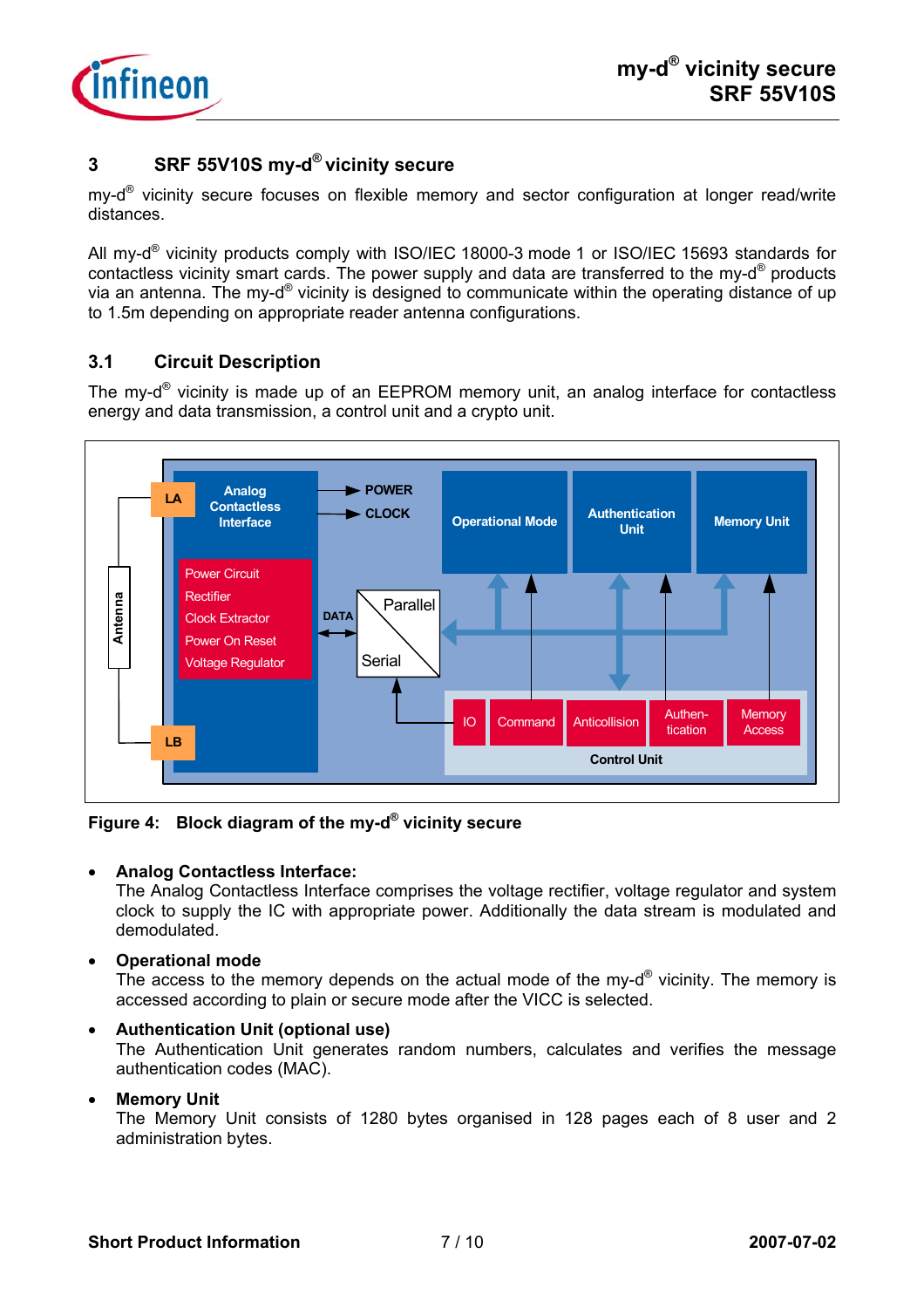## 3 SRF 55V10S my-d® vicinity secure

my-d® vicinity secure focuses on flexible memory and sector configuration at longer read/write distances.

All my-d® vicinity products comply with ISO/IEC 18000-3 mode 1 or ISO/IEC 15693 standards for contactless vicinity smart cards. The power supply and data are transferred to the my-d® products via an antenna. The my-d® vicinity is designed to communicate within the operating distance of up to 1.5m depending on appropriate reader antenna configurations.

### 3.1 Circuit Description

The my-d® vicinity is made up of an EEPROM memory unit, an analog interface for contactless energy and data transmission, a control unit and a crypto unit.

**Figure 4: Block diagram of the my-d® vicinity secure**

- **Analog Contactless Interface:**
  The Analog Contactless Interface comprises the voltage rectifier, voltage regulator and system clock to supply the IC with appropriate power. Additionally the data stream is modulated and demodulated.

- **Operational mode**
  The access to the memory depends on the actual mode of the my-d® vicinity. The memory is accessed according to plain or secure mode after the VICC is selected.

- **Authentication Unit (optional use)**
  The Authentication Unit generates random numbers, calculates and verifies the message authentication codes (MAC).

- **Memory Unit**
  The Memory Unit consists of 1280 bytes organised in 128 pages each of 8 user and 2 administration bytes.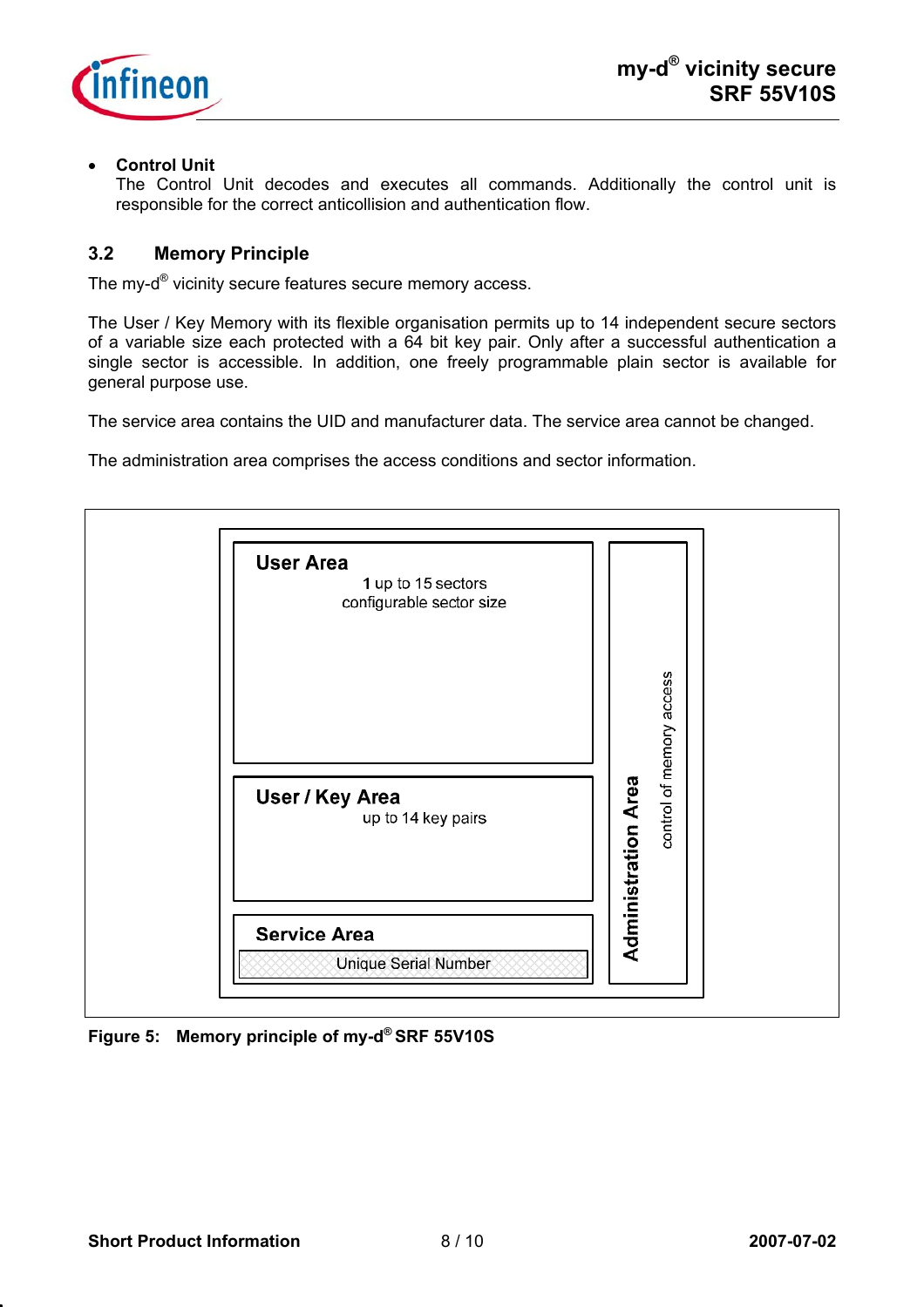- **Control Unit**
  The Control Unit decodes and executes all commands. Additionally the control unit is responsible for the correct anticollision and authentication flow.

## 3.2 Memory Principle

The my-d® vicinity secure features secure memory access.

The User / Key Memory with its flexible organisation permits up to 14 independent secure sectors of a variable size each protected with a 64 bit key pair. Only after a successful authentication a single sector is accessible. In addition, one freely programmable plain sector is available for general purpose use.

The service area contains the UID and manufacturer data. The service area cannot be changed.

The administration area comprises the access conditions and sector information.

**User Area**
1 up to 15 sectors
configurable sector size

**User / Key Area**
up to 14 key pairs

**Service Area**
Unique Serial Number

**Administration Area**
control of memory access

**Figure 5: Memory principle of my-d® SRF 55V10S**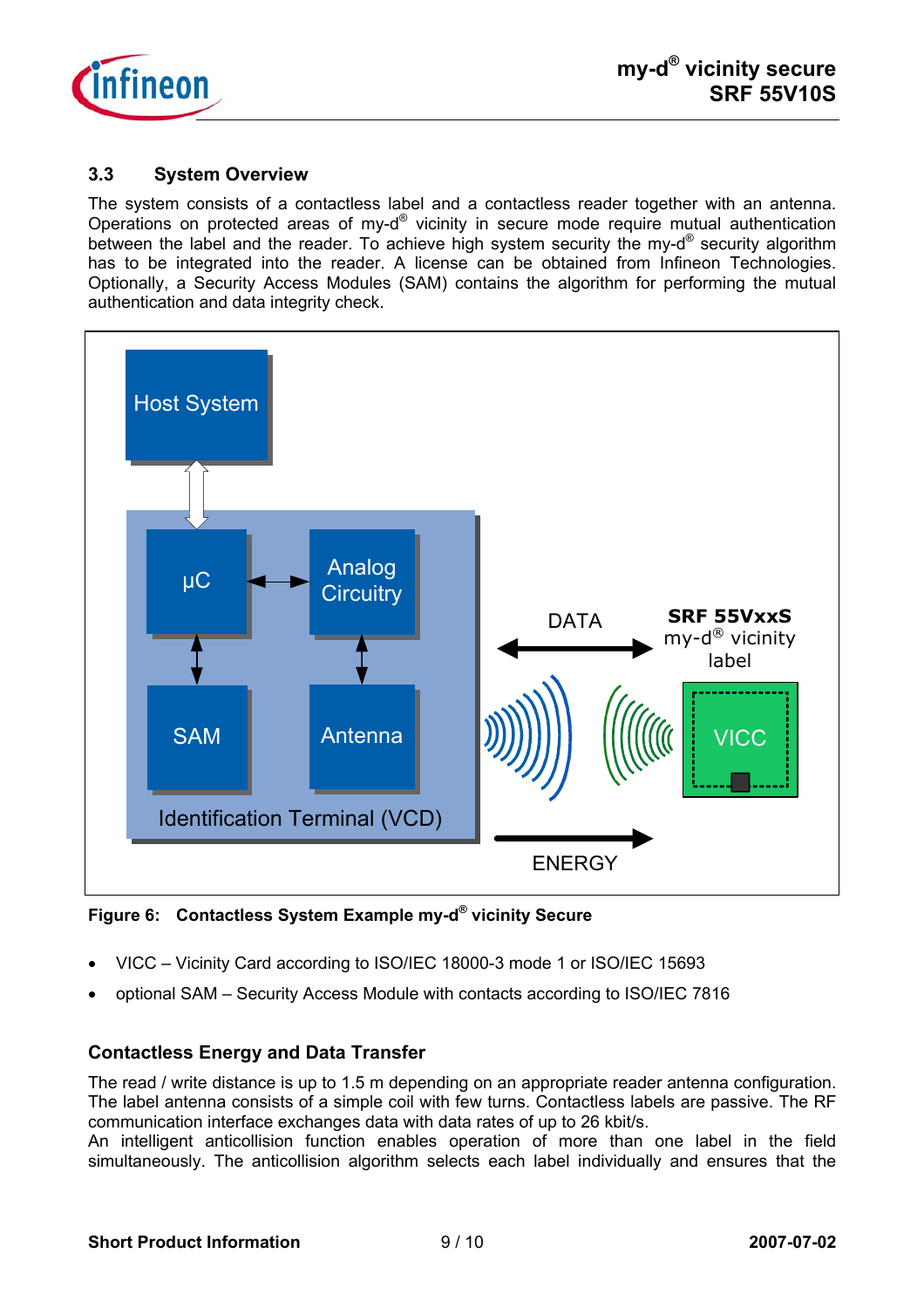### 3.3 System Overview

The system consists of a contactless label and a contactless reader together with an antenna. Operations on protected areas of my-d® vicinity in secure mode require mutual authentication between the label and the reader. To achieve high system security the my-d® security algorithm has to be integrated into the reader. A license can be obtained from Infineon Technologies. Optionally, a Security Access Modules (SAM) contains the algorithm for performing the mutual authentication and data integrity check.

**Figure 6: Contactless System Example my-d® vicinity Secure**

- VICC – Vicinity Card according to ISO/IEC 18000-3 mode 1 or ISO/IEC 15693
- optional SAM – Security Access Module with contacts according to ISO/IEC 7816

### Contactless Energy and Data Transfer

The read / write distance is up to 1.5 m depending on an appropriate reader antenna configuration. The label antenna consists of a simple coil with few turns. Contactless labels are passive. The RF communication interface exchanges data with data rates of up to 26 kbit/s.
An intelligent anticollision function enables operation of more than one label in the field simultaneously. The anticollision algorithm selects each label individually and ensures that the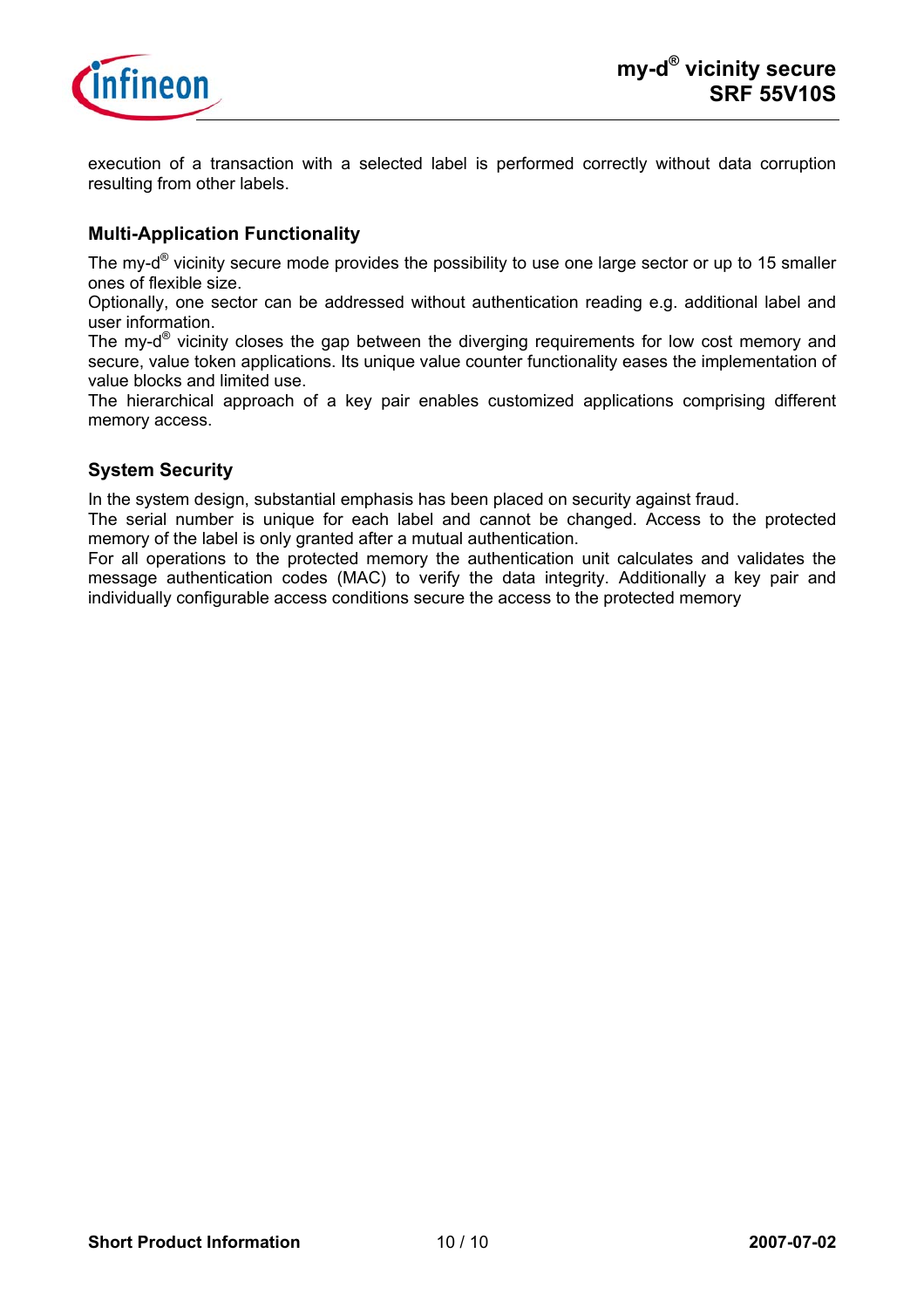execution of a transaction with a selected label is performed correctly without data corruption resulting from other labels.

## Multi-Application Functionality

The my-d® vicinity secure mode provides the possibility to use one large sector or up to 15 smaller ones of flexible size.
Optionally, one sector can be addressed without authentication reading e.g. additional label and user information.
The my-d® vicinity closes the gap between the diverging requirements for low cost memory and secure, value token applications. Its unique value counter functionality eases the implementation of value blocks and limited use.
The hierarchical approach of a key pair enables customized applications comprising different memory access.

## System Security

In the system design, substantial emphasis has been placed on security against fraud.
The serial number is unique for each label and cannot be changed. Access to the protected memory of the label is only granted after a mutual authentication.
For all operations to the protected memory the authentication unit calculates and validates the message authentication codes (MAC) to verify the data integrity. Additionally a key pair and individually configurable access conditions secure the access to the protected memory